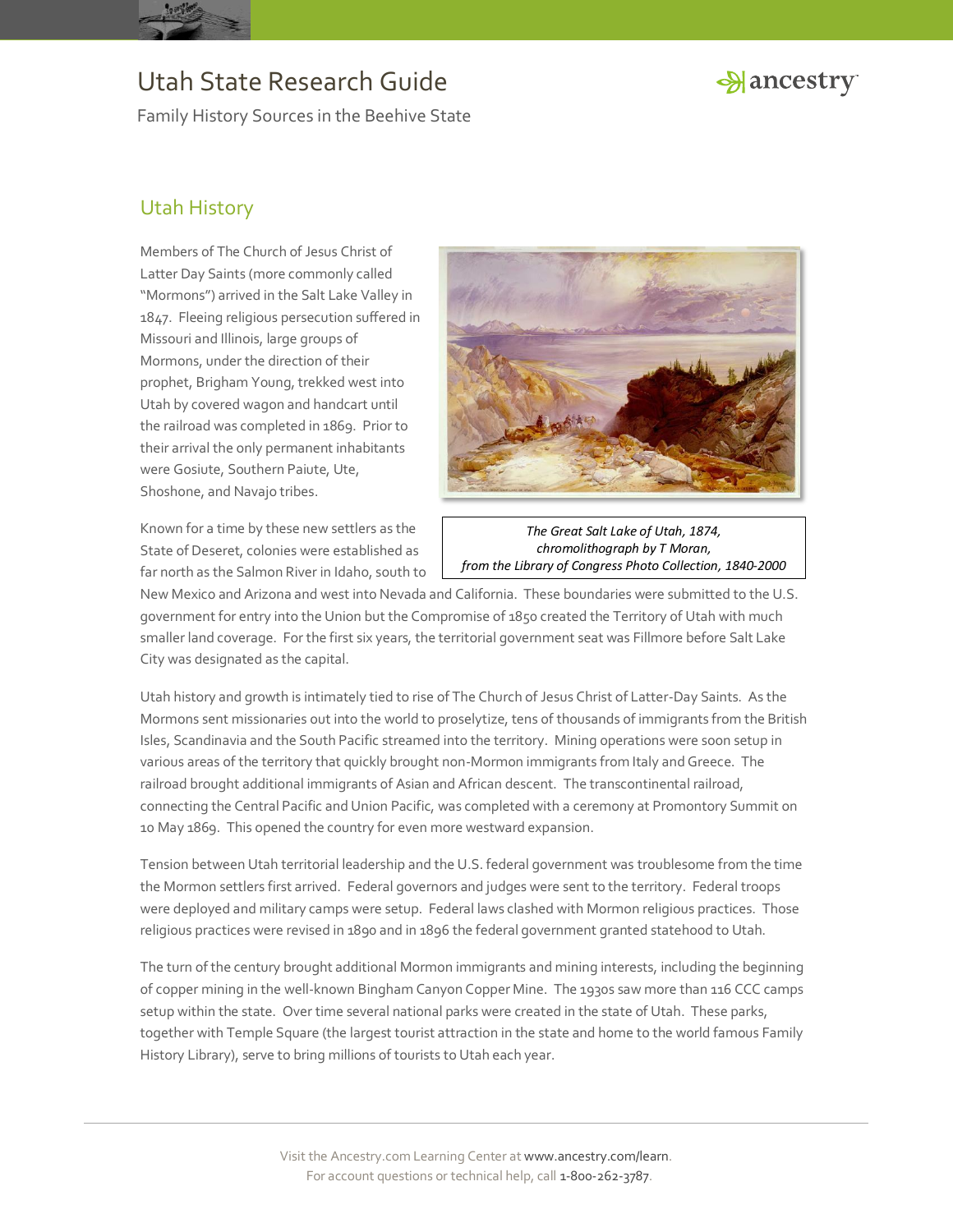# Utah State Research Guide

Family History Sources in the Beehive State

## Utah History

Members of The Church of Jesus Christ of Latter Day Saints (more commonly called "Mormons") arrived in the Salt Lake Valley in 1847. Fleeing religious persecution suffered in Missouri and Illinois, large groups of Mormons, under the direction of their prophet, Brigham Young, trekked west into Utah by covered wagon and handcart until the railroad was completed in 1869. Prior to their arrival the only permanent inhabitants were Gosiute, Southern Paiute, Ute, Shoshone, and Navajo tribes.

*The Great Salt Lake of Utah, 1874, chromolithograph by T Moran, from the Library of Congress Photo Collection, 1840-2000*

Known for a time by these new settlers as the State of Deseret, colonies were established as far north as the Salmon River in Idaho, south to New Mexico and Arizona and west into Nevada and California. These boundaries were submitted to the U.S. government for entry into the Union but the Compromise of 1850 created the Territory of Utah with much smaller land coverage. For the first six years, the territorial government seat was Fillmore before Salt Lake City was designated as the capital.

Utah history and growth is intimately tied to rise of The Church of Jesus Christ of Latter-Day Saints. As the Mormons sent missionaries out into the world to proselytize, tens of thousands of immigrants from the British Isles, Scandinavia and the South Pacific streamed into the territory. Mining operations were soon setup in various areas of the territory that quickly brought non-Mormon immigrants from Italy and Greece. The railroad brought additional immigrants of Asian and African descent. The transcontinental railroad, connecting the Central Pacific and Union Pacific, was completed with a ceremony at Promontory Summit on 10 May 1869. This opened the country for even more westward expansion.

Tension between Utah territorial leadership and the U.S. federal government was troublesome from the time the Mormon settlers first arrived. Federal governors and judges were sent to the territory. Federal troops were deployed and military camps were setup. Federal laws clashed with Mormon religious practices. Those religious practices were revised in 1890 and in 1896 the federal government granted statehood to Utah.

The turn of the century brought additional Mormon immigrants and mining interests, including the beginning of copper mining in the well-known Bingham Canyon Copper Mine. The 1930s saw more than 116 CCC camps setup within the state. Over time several national parks were created in the state of Utah. These parks, together with Temple Square (the largest tourist attraction in the state and home to the world famous Family History Library), serve to bring millions of tourists to Utah each year.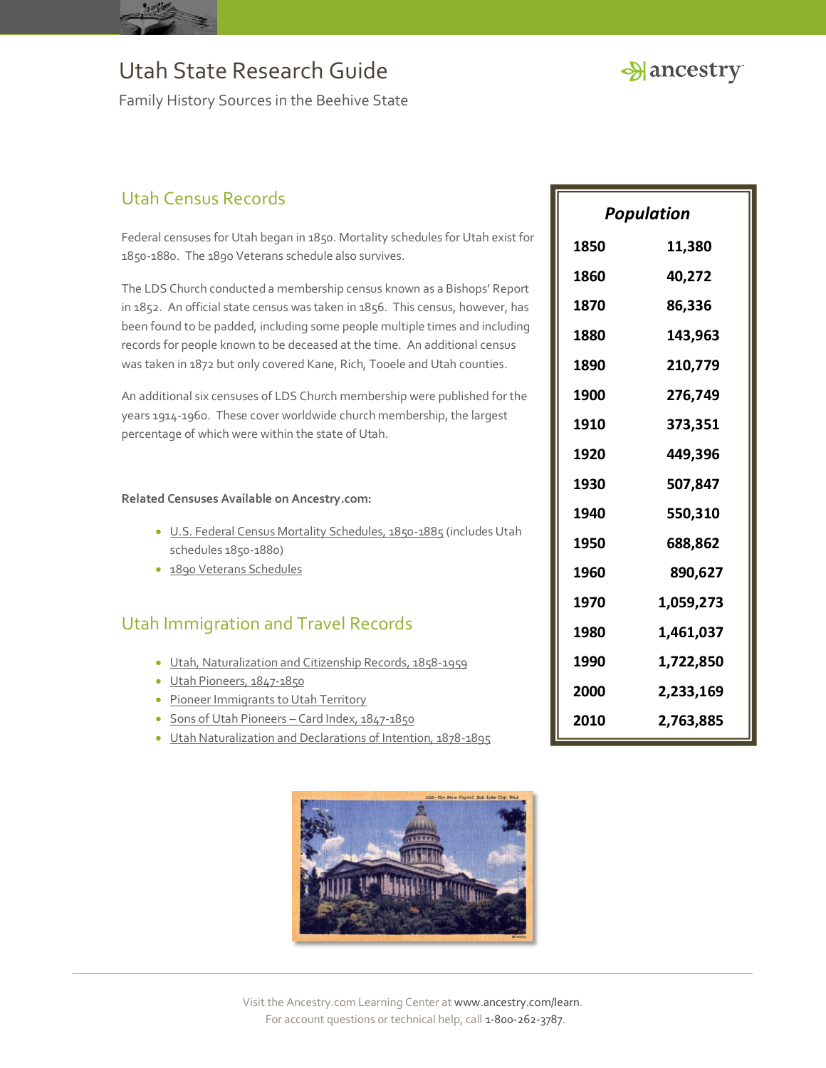# Utah State Research Guide

Family History Sources in the Beehive State

## Utah Census Records

Federal censuses for Utah began in 1850. Mortality schedules for Utah exist for 1850-1880. The 1890 Veterans schedule also survives.

The LDS Church conducted a membership census known as a Bishops' Report in 1852. An official state census was taken in 1856. This census, however, has been found to be padded, including some people multiple times and including records for people known to be deceased at the time. An additional census was taken in 1872 but only covered Kane, Rich, Tooele and Utah counties.

An additional six censuses of LDS Church membership were published for the years 1914-1960. These cover worldwide church membership, the largest percentage of which were within the state of Utah.

**Related Censuses Available on Ancestry.com:**

- U.S. Federal Census Mortality Schedules, 1850-1885 (includes Utah schedules 1850-1880)
- 1890 Veterans Schedules

## Utah Immigration and Travel Records

- Utah, Naturalization and Citizenship Records, 1858-1959
- Utah Pioneers, 1847-1850
- Pioneer Immigrants to Utah Territory
- Sons of Utah Pioneers – Card Index, 1847-1850
- Utah Naturalization and Declarations of Intention, 1878-1895

| *Population* | |
|---|---|
| **1850** | **11,380** |
| **1860** | **40,272** |
| **1870** | **86,336** |
| **1880** | **143,963** |
| **1890** | **210,779** |
| **1900** | **276,749** |
| **1910** | **373,351** |
| **1920** | **449,396** |
| **1930** | **507,847** |
| **1940** | **550,310** |
| **1950** | **688,862** |
| **1960** | **890,627** |
| **1970** | **1,059,273** |
| **1980** | **1,461,037** |
| **1990** | **1,722,850** |
| **2000** | **2,233,169** |
| **2010** | **2,763,885** |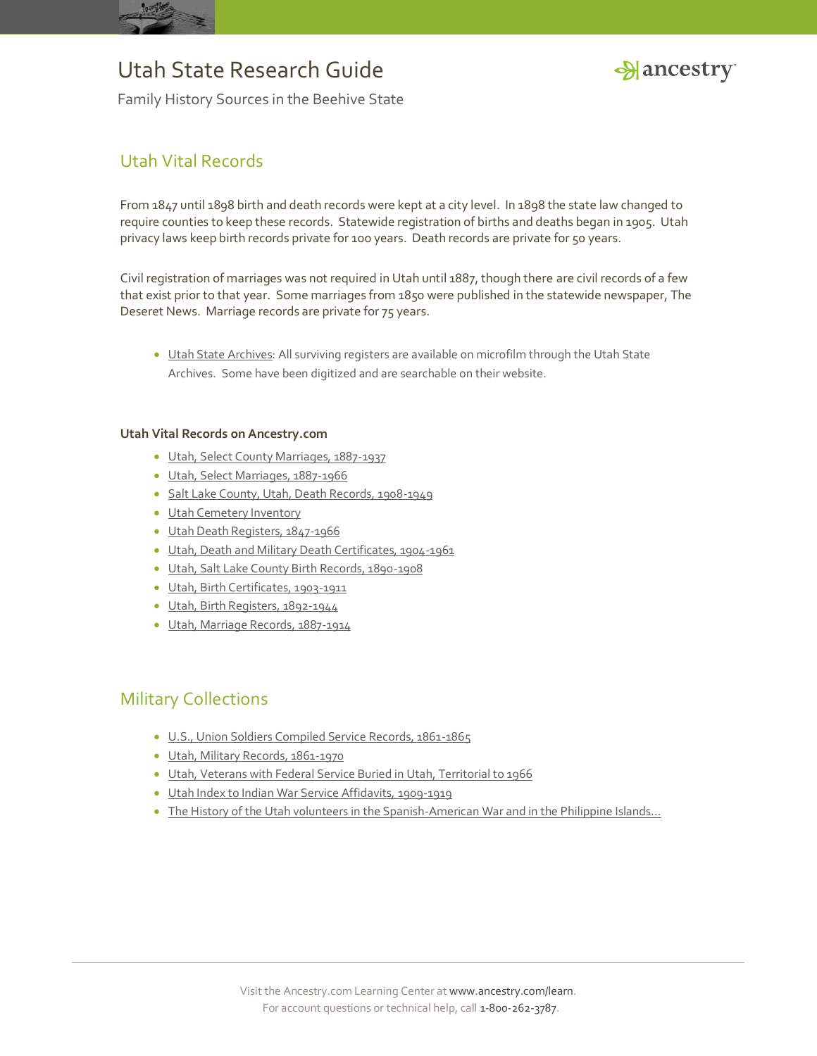## Utah Vital Records

From 1847 until 1898 birth and death records were kept at a city level. In 1898 the state law changed to require counties to keep these records. Statewide registration of births and deaths began in 1905. Utah privacy laws keep birth records private for 100 years. Death records are private for 50 years.

Civil registration of marriages was not required in Utah until 1887, though there are civil records of a few that exist prior to that year. Some marriages from 1850 were published in the statewide newspaper, The Deseret News. Marriage records are private for 75 years.

- Utah State Archives: All surviving registers are available on microfilm through the Utah State Archives. Some have been digitized and are searchable on their website.

**Utah Vital Records on Ancestry.com**

- Utah, Select County Marriages, 1887-1937
- Utah, Select Marriages, 1887-1966
- Salt Lake County, Utah, Death Records, 1908-1949
- Utah Cemetery Inventory
- Utah Death Registers, 1847-1966
- Utah, Death and Military Death Certificates, 1904-1961
- Utah, Salt Lake County Birth Records, 1890-1908
- Utah, Birth Certificates, 1903-1911
- Utah, Birth Registers, 1892-1944
- Utah, Marriage Records, 1887-1914

## Military Collections

- U.S., Union Soldiers Compiled Service Records, 1861-1865
- Utah, Military Records, 1861-1970
- Utah, Veterans with Federal Service Buried in Utah, Territorial to 1966
- Utah Index to Indian War Service Affidavits, 1909-1919
- The History of the Utah volunteers in the Spanish-American War and in the Philippine Islands…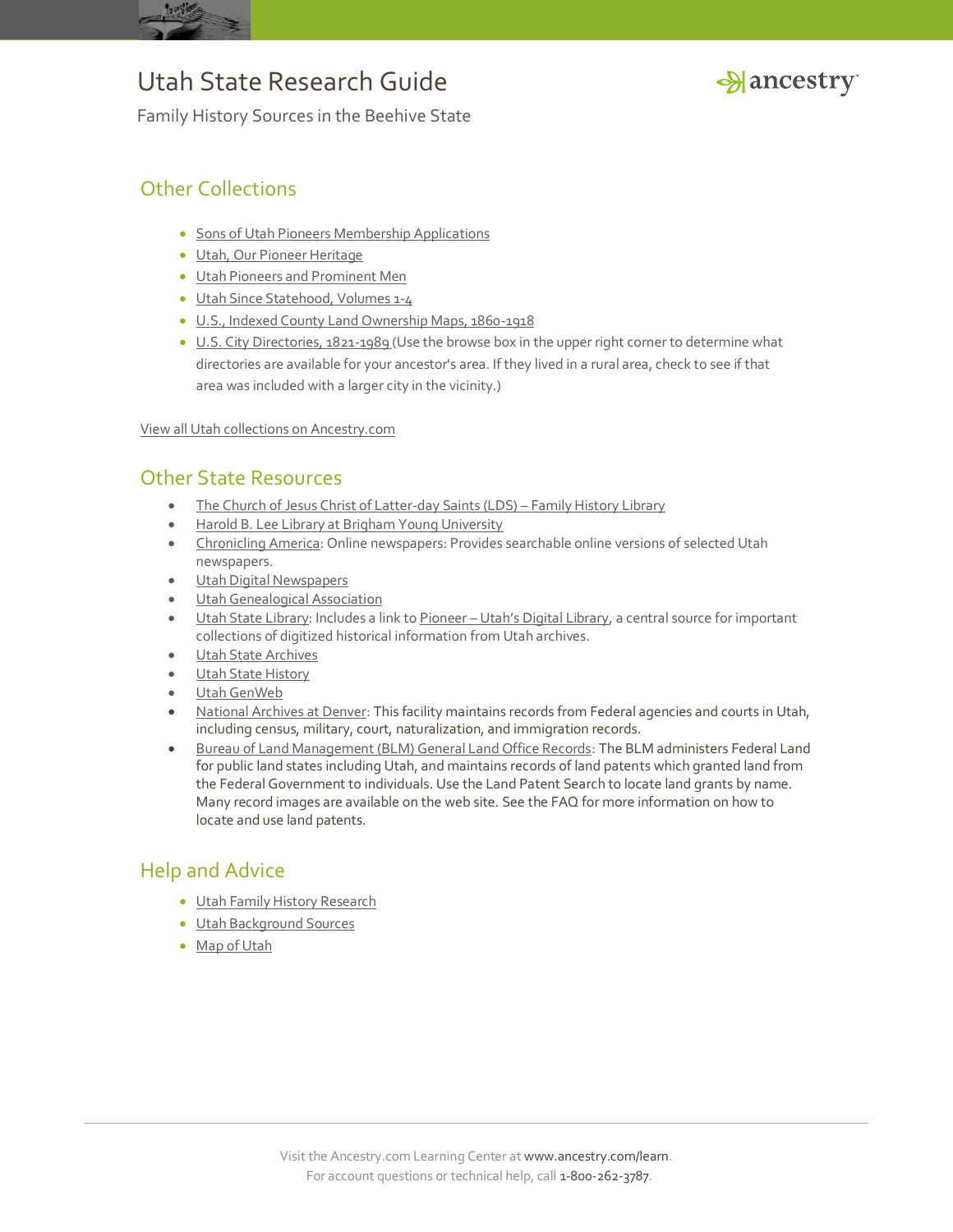## Other Collections

- Sons of Utah Pioneers Membership Applications
- Utah, Our Pioneer Heritage
- Utah Pioneers and Prominent Men
- Utah Since Statehood, Volumes 1-4
- U.S., Indexed County Land Ownership Maps, 1860-1918
- U.S. City Directories, 1821-1989 (Use the browse box in the upper right corner to determine what directories are available for your ancestor's area. If they lived in a rural area, check to see if that area was included with a larger city in the vicinity.)

View all Utah collections on Ancestry.com

## Other State Resources

- The Church of Jesus Christ of Latter-day Saints (LDS) – Family History Library
- Harold B. Lee Library at Brigham Young University
- Chronicling America: Online newspapers: Provides searchable online versions of selected Utah newspapers.
- Utah Digital Newspapers
- Utah Genealogical Association
- Utah State Library: Includes a link to Pioneer – Utah's Digital Library, a central source for important collections of digitized historical information from Utah archives.
- Utah State Archives
- Utah State History
- Utah GenWeb
- National Archives at Denver: This facility maintains records from Federal agencies and courts in Utah, including census, military, court, naturalization, and immigration records.
- Bureau of Land Management (BLM) General Land Office Records: The BLM administers Federal Land for public land states including Utah, and maintains records of land patents which granted land from the Federal Government to individuals. Use the Land Patent Search to locate land grants by name. Many record images are available on the web site. See the FAQ for more information on how to locate and use land patents.

## Help and Advice

- Utah Family History Research
- Utah Background Sources
- Map of Utah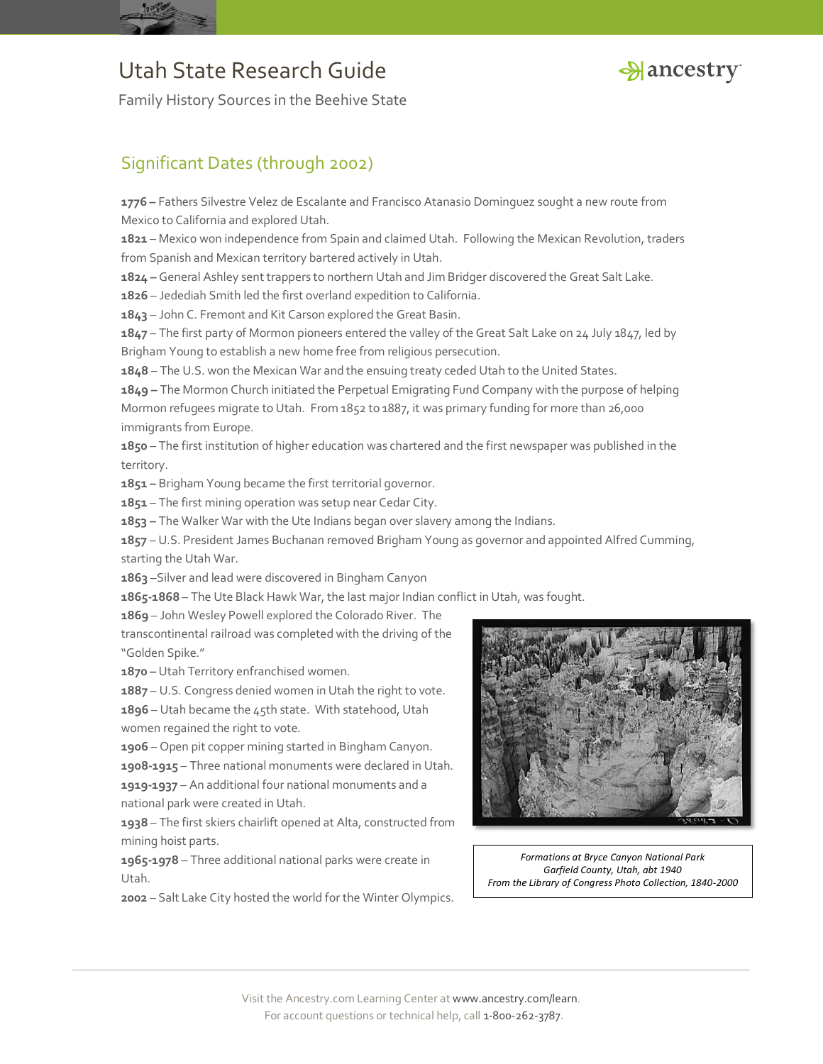# Utah State Research Guide

Family History Sources in the Beehive State

## Significant Dates (through 2002)

**1776 –** Fathers Silvestre Velez de Escalante and Francisco Atanasio Dominguez sought a new route from Mexico to California and explored Utah.

**1821** – Mexico won independence from Spain and claimed Utah. Following the Mexican Revolution, traders from Spanish and Mexican territory bartered actively in Utah.

**1824 –** General Ashley sent trappers to northern Utah and Jim Bridger discovered the Great Salt Lake.

**1826** – Jedediah Smith led the first overland expedition to California.

**1843** – John C. Fremont and Kit Carson explored the Great Basin.

**1847** – The first party of Mormon pioneers entered the valley of the Great Salt Lake on 24 July 1847, led by Brigham Young to establish a new home free from religious persecution.

**1848** – The U.S. won the Mexican War and the ensuing treaty ceded Utah to the United States.

**1849 –** The Mormon Church initiated the Perpetual Emigrating Fund Company with the purpose of helping Mormon refugees migrate to Utah. From 1852 to 1887, it was primary funding for more than 26,000 immigrants from Europe.

**1850** – The first institution of higher education was chartered and the first newspaper was published in the territory.

**1851 –** Brigham Young became the first territorial governor.

**1851** – The first mining operation was setup near Cedar City.

**1853 –** The Walker War with the Ute Indians began over slavery among the Indians.

**1857** – U.S. President James Buchanan removed Brigham Young as governor and appointed Alfred Cumming, starting the Utah War.

**1863** –Silver and lead were discovered in Bingham Canyon

**1865-1868** – The Ute Black Hawk War, the last major Indian conflict in Utah, was fought.

**1869** – John Wesley Powell explored the Colorado River. The transcontinental railroad was completed with the driving of the "Golden Spike."

**1870 –** Utah Territory enfranchised women.

**1887** – U.S. Congress denied women in Utah the right to vote.

**1896** – Utah became the 45th state. With statehood, Utah women regained the right to vote.

**1906** – Open pit copper mining started in Bingham Canyon.

**1908-1915** – Three national monuments were declared in Utah.

**1919-1937** – An additional four national monuments and a national park were created in Utah.

**1938** – The first skiers chairlift opened at Alta, constructed from mining hoist parts.

**1965-1978** – Three additional national parks were create in Utah.

**2002** – Salt Lake City hosted the world for the Winter Olympics.

*Formations at Bryce Canyon National Park*
*Garfield County, Utah, abt 1940*
*From the Library of Congress Photo Collection, 1840-2000*

Visit the Ancestry.com Learning Center at www.ancestry.com/learn.
For account questions or technical help, call 1-800-262-3787.